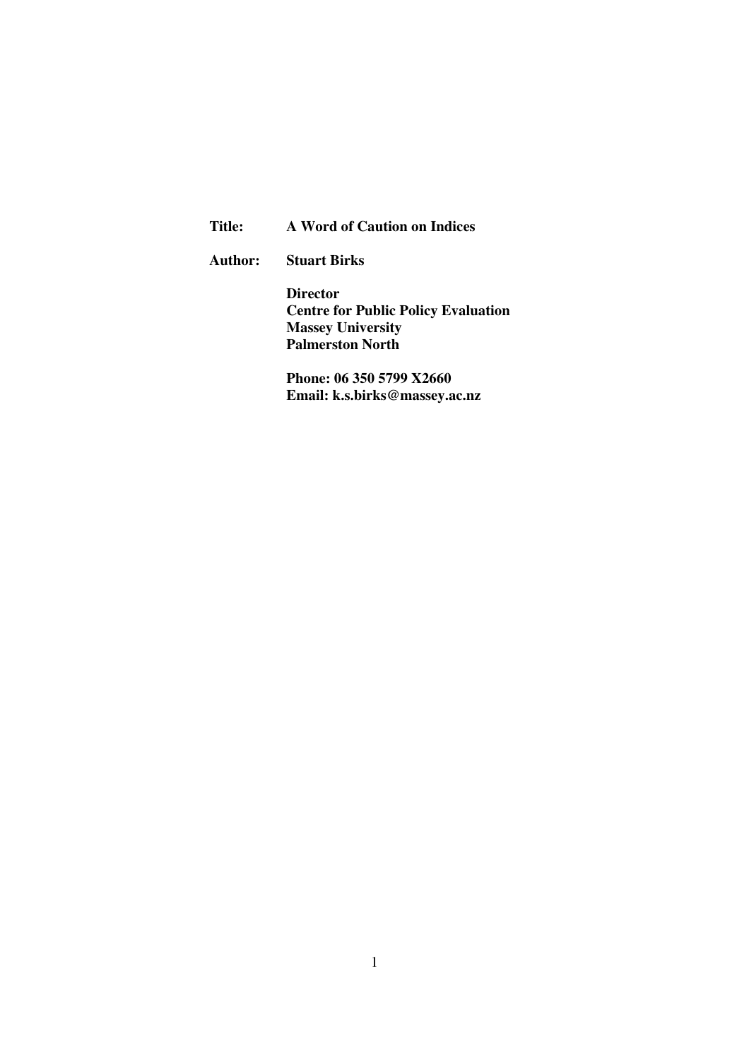**Title:** **A Word of Caution on Indices**

**Author:** **Stuart Birks**

**Director**
**Centre for Public Policy Evaluation**
**Massey University**
**Palmerston North**

**Phone: 06 350 5799 X2660**
**Email: k.s.birks@massey.ac.nz**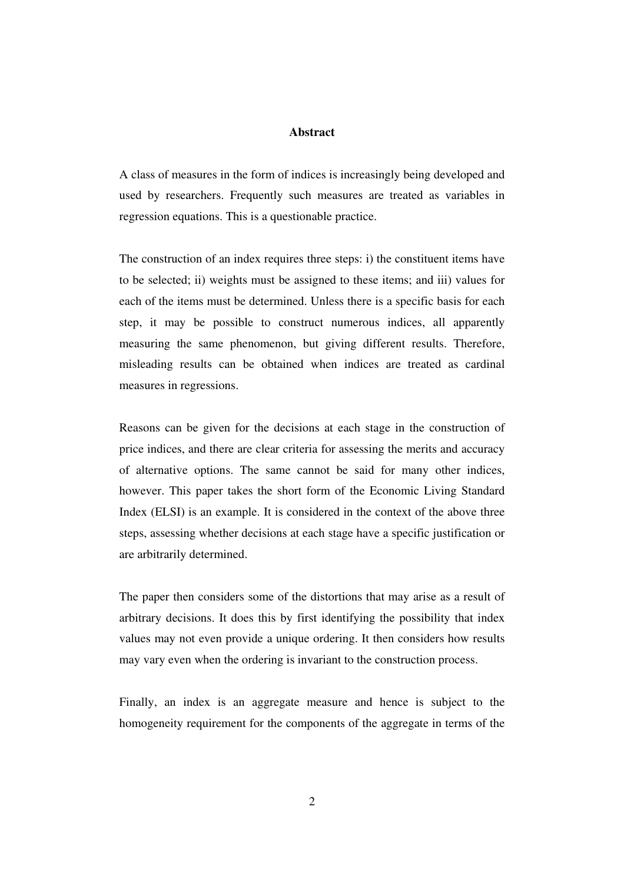**Abstract**

A class of measures in the form of indices is increasingly being developed and used by researchers. Frequently such measures are treated as variables in regression equations. This is a questionable practice.

The construction of an index requires three steps: i) the constituent items have to be selected; ii) weights must be assigned to these items; and iii) values for each of the items must be determined. Unless there is a specific basis for each step, it may be possible to construct numerous indices, all apparently measuring the same phenomenon, but giving different results. Therefore, misleading results can be obtained when indices are treated as cardinal measures in regressions.

Reasons can be given for the decisions at each stage in the construction of price indices, and there are clear criteria for assessing the merits and accuracy of alternative options. The same cannot be said for many other indices, however. This paper takes the short form of the Economic Living Standard Index (ELSI) is an example. It is considered in the context of the above three steps, assessing whether decisions at each stage have a specific justification or are arbitrarily determined.

The paper then considers some of the distortions that may arise as a result of arbitrary decisions. It does this by first identifying the possibility that index values may not even provide a unique ordering. It then considers how results may vary even when the ordering is invariant to the construction process.

Finally, an index is an aggregate measure and hence is subject to the homogeneity requirement for the components of the aggregate in terms of the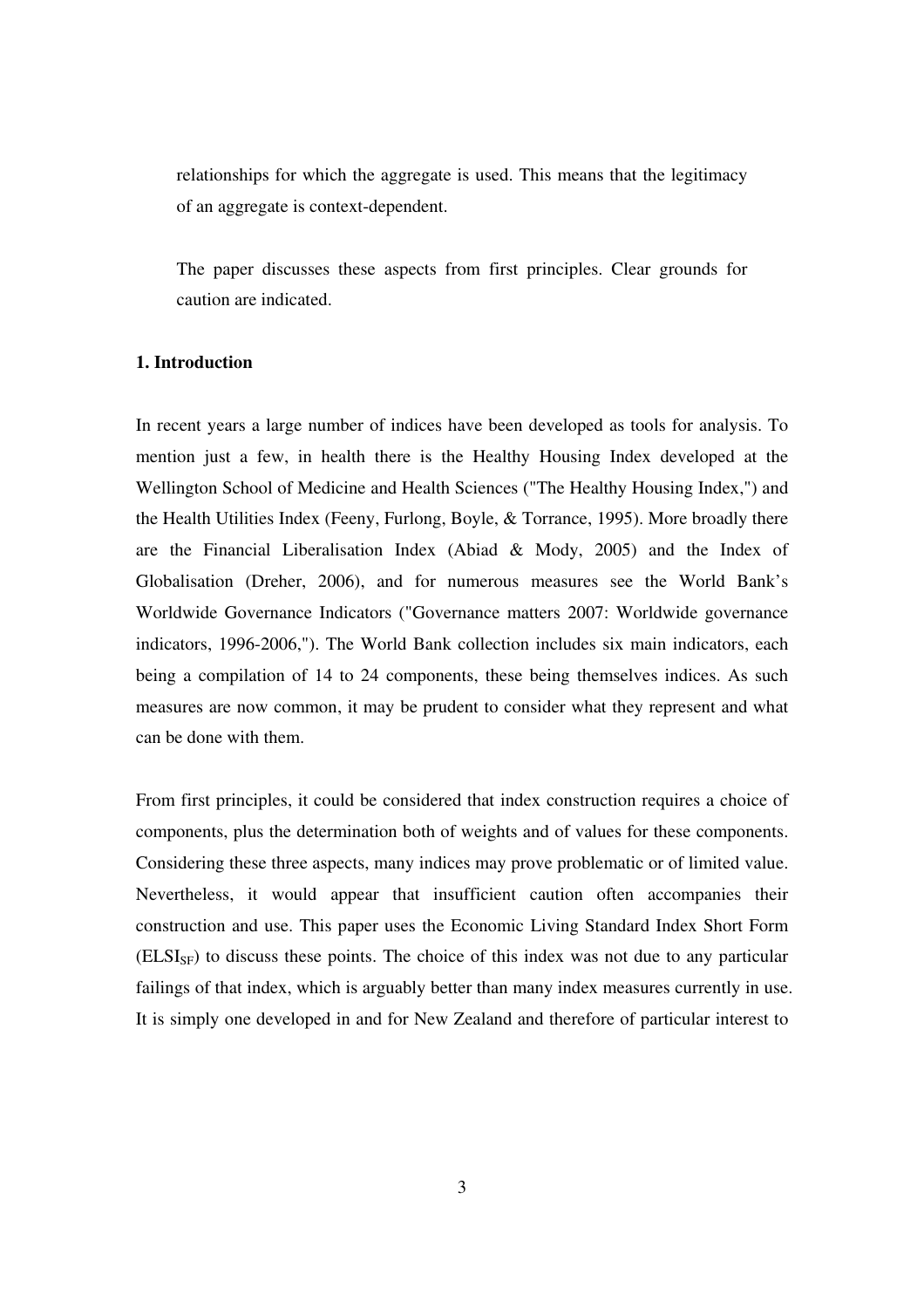relationships for which the aggregate is used. This means that the legitimacy of an aggregate is context-dependent.

The paper discusses these aspects from first principles. Clear grounds for caution are indicated.

## 1. Introduction

In recent years a large number of indices have been developed as tools for analysis. To mention just a few, in health there is the Healthy Housing Index developed at the Wellington School of Medicine and Health Sciences ("The Healthy Housing Index,") and the Health Utilities Index (Feeny, Furlong, Boyle, & Torrance, 1995). More broadly there are the Financial Liberalisation Index (Abiad & Mody, 2005) and the Index of Globalisation (Dreher, 2006), and for numerous measures see the World Bank's Worldwide Governance Indicators ("Governance matters 2007: Worldwide governance indicators, 1996-2006,"). The World Bank collection includes six main indicators, each being a compilation of 14 to 24 components, these being themselves indices. As such measures are now common, it may be prudent to consider what they represent and what can be done with them.

From first principles, it could be considered that index construction requires a choice of components, plus the determination both of weights and of values for these components. Considering these three aspects, many indices may prove problematic or of limited value. Nevertheless, it would appear that insufficient caution often accompanies their construction and use. This paper uses the Economic Living Standard Index Short Form ($ELSI_{SF}$) to discuss these points. The choice of this index was not due to any particular failings of that index, which is arguably better than many index measures currently in use. It is simply one developed in and for New Zealand and therefore of particular interest to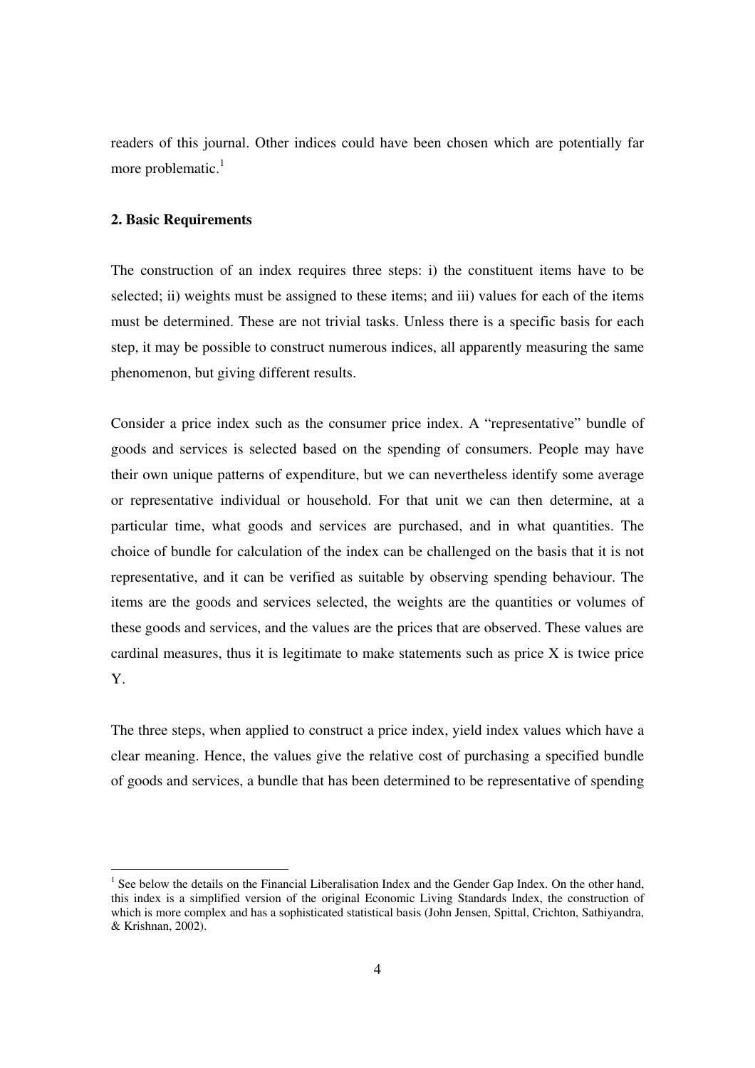readers of this journal. Other indices could have been chosen which are potentially far more problematic.[1]

## 2. Basic Requirements

The construction of an index requires three steps: i) the constituent items have to be selected; ii) weights must be assigned to these items; and iii) values for each of the items must be determined. These are not trivial tasks. Unless there is a specific basis for each step, it may be possible to construct numerous indices, all apparently measuring the same phenomenon, but giving different results.

Consider a price index such as the consumer price index. A "representative" bundle of goods and services is selected based on the spending of consumers. People may have their own unique patterns of expenditure, but we can nevertheless identify some average or representative individual or household. For that unit we can then determine, at a particular time, what goods and services are purchased, and in what quantities. The choice of bundle for calculation of the index can be challenged on the basis that it is not representative, and it can be verified as suitable by observing spending behaviour. The items are the goods and services selected, the weights are the quantities or volumes of these goods and services, and the values are the prices that are observed. These values are cardinal measures, thus it is legitimate to make statements such as price X is twice price Y.

The three steps, when applied to construct a price index, yield index values which have a clear meaning. Hence, the values give the relative cost of purchasing a specified bundle of goods and services, a bundle that has been determined to be representative of spending

[1] See below the details on the Financial Liberalisation Index and the Gender Gap Index. On the other hand, this index is a simplified version of the original Economic Living Standards Index, the construction of which is more complex and has a sophisticated statistical basis (John Jensen, Spittal, Crichton, Sathiyandra, & Krishnan, 2002).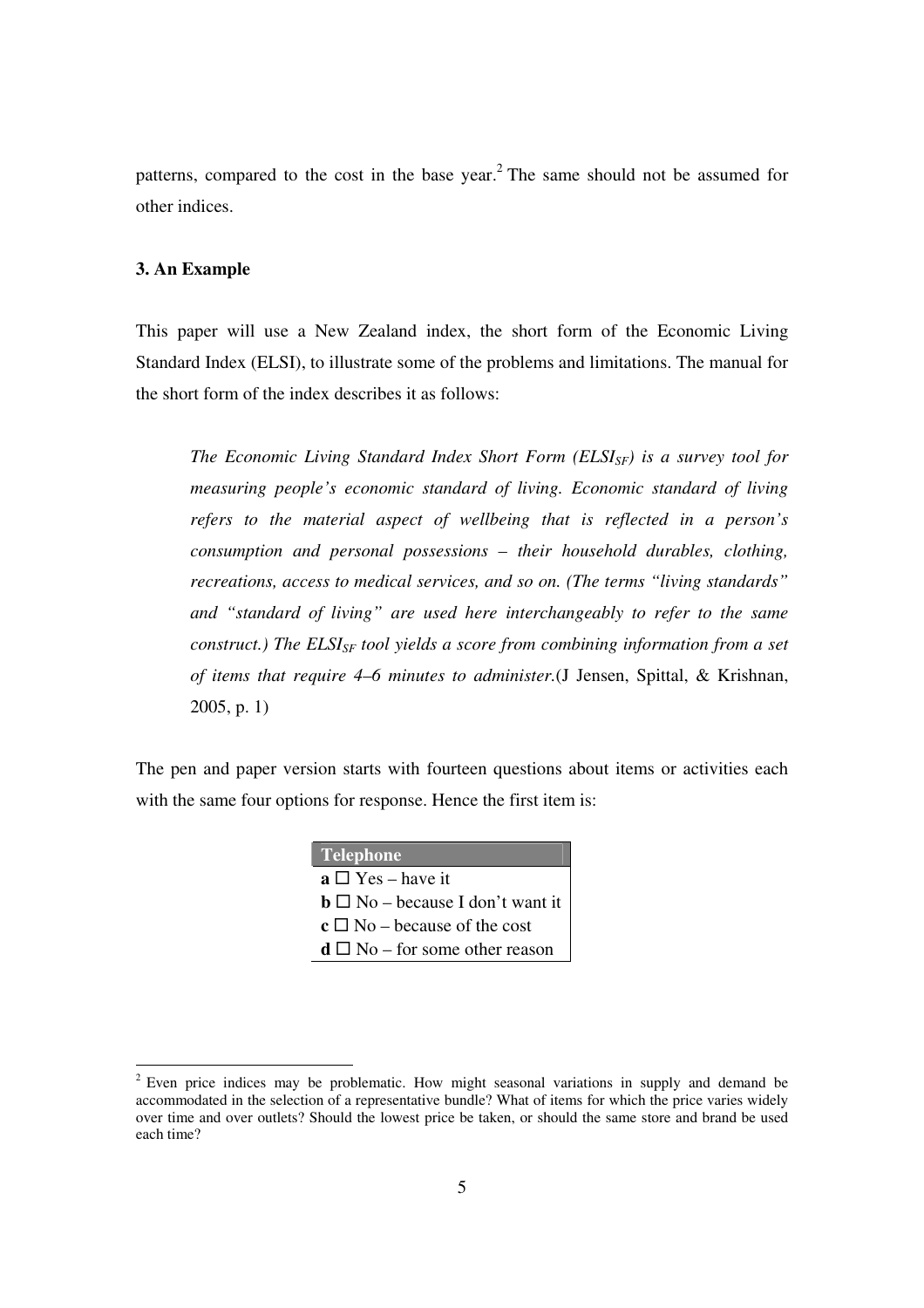patterns, compared to the cost in the base year.[2] The same should not be assumed for other indices.

### 3. An Example

This paper will use a New Zealand index, the short form of the Economic Living Standard Index (ELSI), to illustrate some of the problems and limitations. The manual for the short form of the index describes it as follows:

> *The Economic Living Standard Index Short Form ($ELSI_{SF}$) is a survey tool for measuring people's economic standard of living. Economic standard of living refers to the material aspect of wellbeing that is reflected in a person's consumption and personal possessions – their household durables, clothing, recreations, access to medical services, and so on. (The terms "living standards" and "standard of living" are used here interchangeably to refer to the same construct.) The $ELSI_{SF}$ tool yields a score from combining information from a set of items that require 4–6 minutes to administer.*(J Jensen, Spittal, & Krishnan, 2005, p. 1)

The pen and paper version starts with fourteen questions about items or activities each with the same four options for response. Hence the first item is:

| Telephone |
|---|
| **a** ☐ Yes – have it |
| **b** ☐ No – because I don't want it |
| **c** ☐ No – because of the cost |
| **d** ☐ No – for some other reason |

[2] Even price indices may be problematic. How might seasonal variations in supply and demand be accommodated in the selection of a representative bundle? What of items for which the price varies widely over time and over outlets? Should the lowest price be taken, or should the same store and brand be used each time?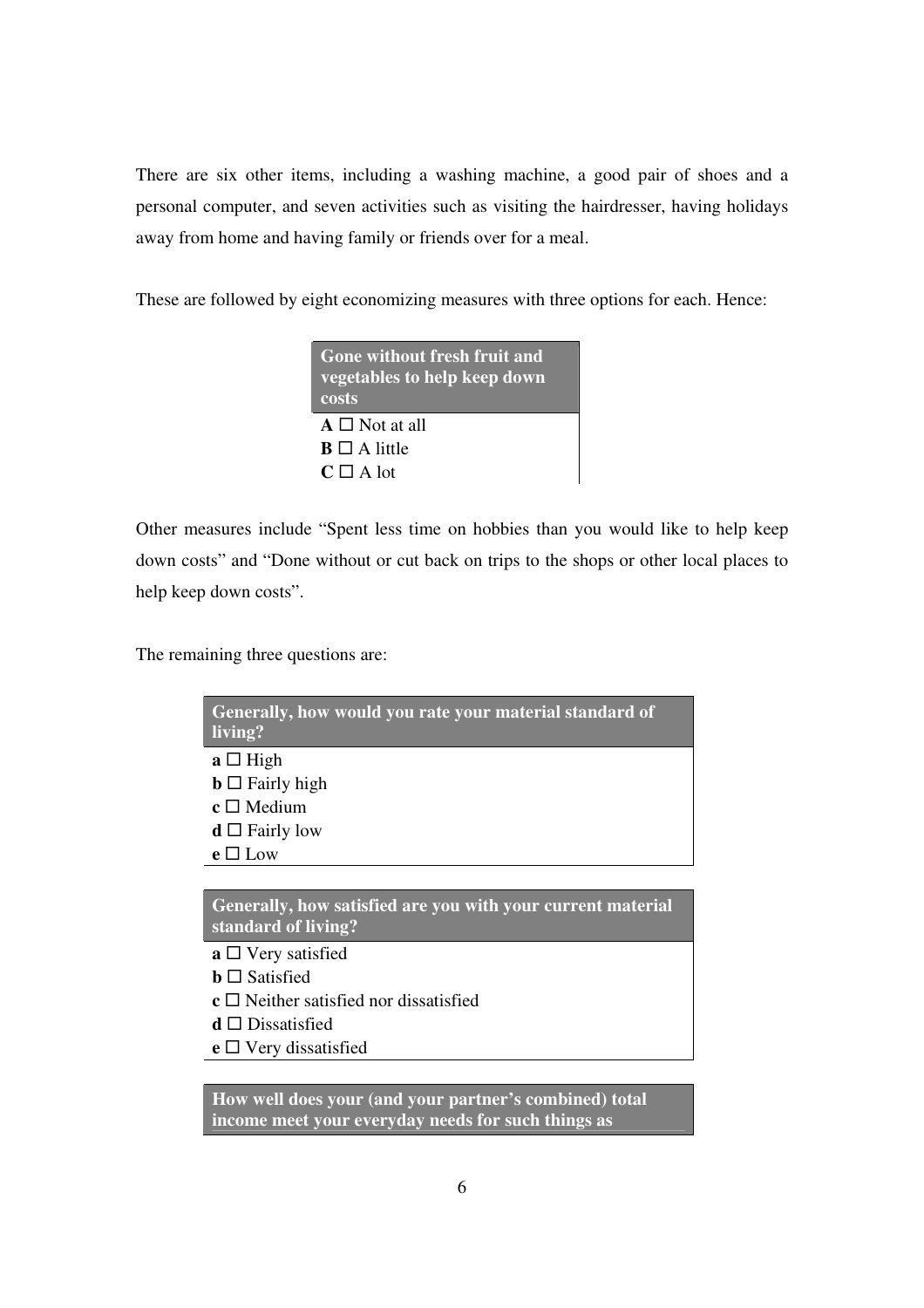There are six other items, including a washing machine, a good pair of shoes and a personal computer, and seven activities such as visiting the hairdresser, having holidays away from home and having family or friends over for a meal.

These are followed by eight economizing measures with three options for each. Hence:

| Gone without fresh fruit and vegetables to help keep down costs |
|---|
| **A** ☐ Not at all<br>**B** ☐ A little<br>**C** ☐ A lot |

Other measures include "Spent less time on hobbies than you would like to help keep down costs" and "Done without or cut back on trips to the shops or other local places to help keep down costs".

The remaining three questions are:

| Generally, how would you rate your material standard of living? |
|---|
| **a** ☐ High<br>**b** ☐ Fairly high<br>**c** ☐ Medium<br>**d** ☐ Fairly low<br>**e** ☐ Low |

| Generally, how satisfied are you with your current material standard of living? |
|---|
| **a** ☐ Very satisfied<br>**b** ☐ Satisfied<br>**c** ☐ Neither satisfied nor dissatisfied<br>**d** ☐ Dissatisfied<br>**e** ☐ Very dissatisfied |

| How well does your (and your partner's combined) total income meet your everyday needs for such things as |
|---|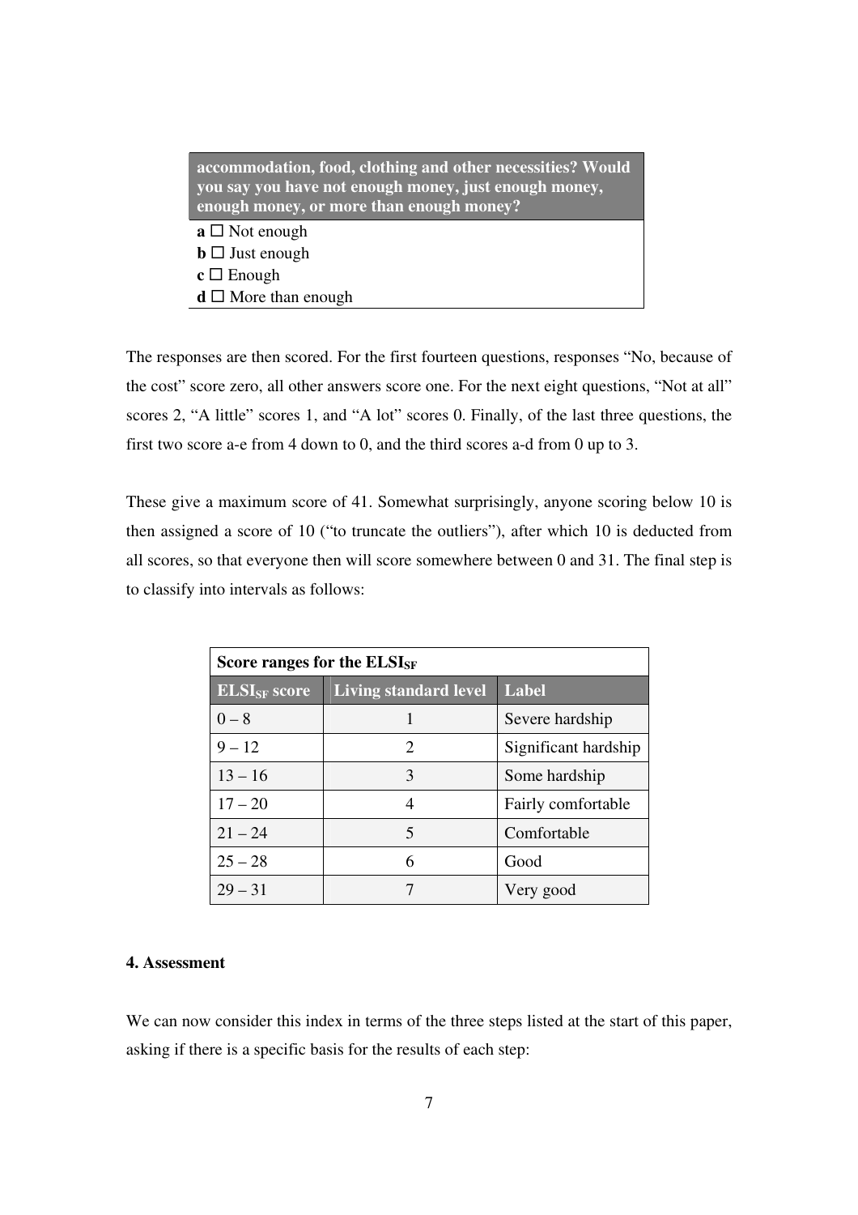| accommodation, food, clothing and other necessities? Would you say you have not enough money, just enough money, enough money, or more than enough money? |
|---|
| **a** ☐ Not enough |
| **b** ☐ Just enough |
| **c** ☐ Enough |
| **d** ☐ More than enough |

The responses are then scored. For the first fourteen questions, responses "No, because of the cost" score zero, all other answers score one. For the next eight questions, "Not at all" scores 2, "A little" scores 1, and "A lot" scores 0. Finally, of the last three questions, the first two score a-e from 4 down to 0, and the third scores a-d from 0 up to 3.

These give a maximum score of 41. Somewhat surprisingly, anyone scoring below 10 is then assigned a score of 10 ("to truncate the outliers"), after which 10 is deducted from all scores, so that everyone then will score somewhere between 0 and 31. The final step is to classify into intervals as follows:

| Score ranges for the $ELSI_{SF}$ | | |
|---|---|---|
| $ELSI_{SF}$ score | Living standard level | Label |
| 0 – 8 | 1 | Severe hardship |
| 9 – 12 | 2 | Significant hardship |
| 13 – 16 | 3 | Some hardship |
| 17 – 20 | 4 | Fairly comfortable |
| 21 – 24 | 5 | Comfortable |
| 25 – 28 | 6 | Good |
| 29 – 31 | 7 | Very good |

#### 4. Assessment

We can now consider this index in terms of the three steps listed at the start of this paper, asking if there is a specific basis for the results of each step: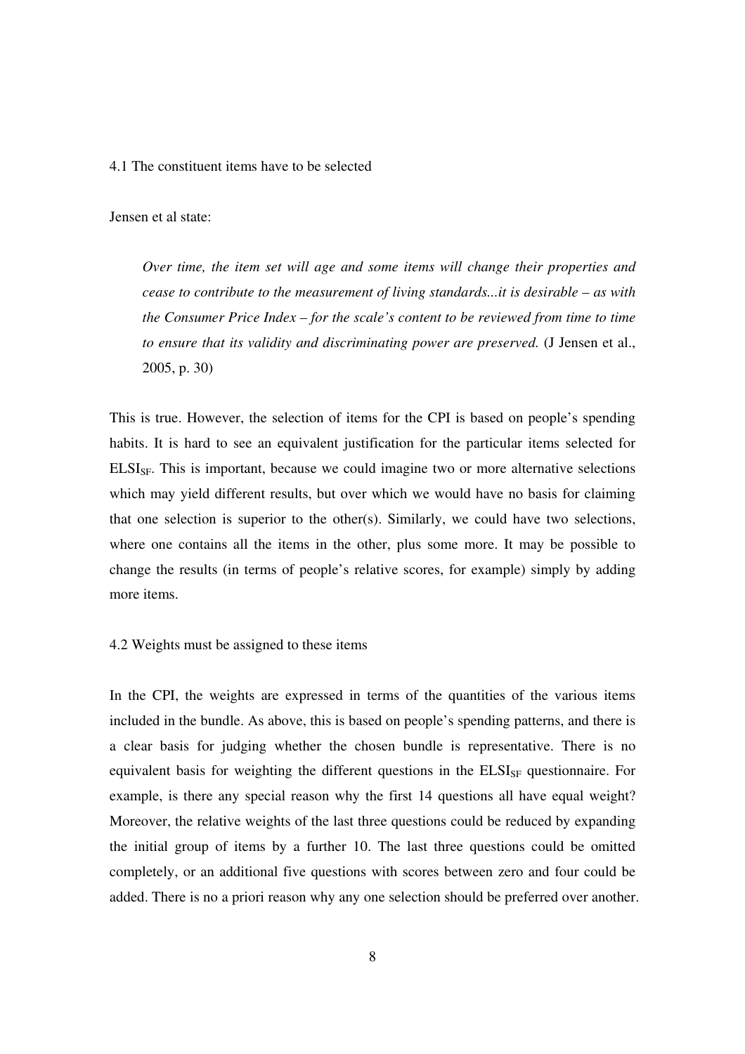### 4.1 The constituent items have to be selected

Jensen et al state:

> *Over time, the item set will age and some items will change their properties and cease to contribute to the measurement of living standards...it is desirable – as with the Consumer Price Index – for the scale's content to be reviewed from time to time to ensure that its validity and discriminating power are preserved.* (J Jensen et al., 2005, p. 30)

This is true. However, the selection of items for the CPI is based on people's spending habits. It is hard to see an equivalent justification for the particular items selected for $ELSI_{SF}$. This is important, because we could imagine two or more alternative selections which may yield different results, but over which we would have no basis for claiming that one selection is superior to the other(s). Similarly, we could have two selections, where one contains all the items in the other, plus some more. It may be possible to change the results (in terms of people's relative scores, for example) simply by adding more items.

### 4.2 Weights must be assigned to these items

In the CPI, the weights are expressed in terms of the quantities of the various items included in the bundle. As above, this is based on people's spending patterns, and there is a clear basis for judging whether the chosen bundle is representative. There is no equivalent basis for weighting the different questions in the $ELSI_{SF}$ questionnaire. For example, is there any special reason why the first 14 questions all have equal weight? Moreover, the relative weights of the last three questions could be reduced by expanding the initial group of items by a further 10. The last three questions could be omitted completely, or an additional five questions with scores between zero and four could be added. There is no a priori reason why any one selection should be preferred over another.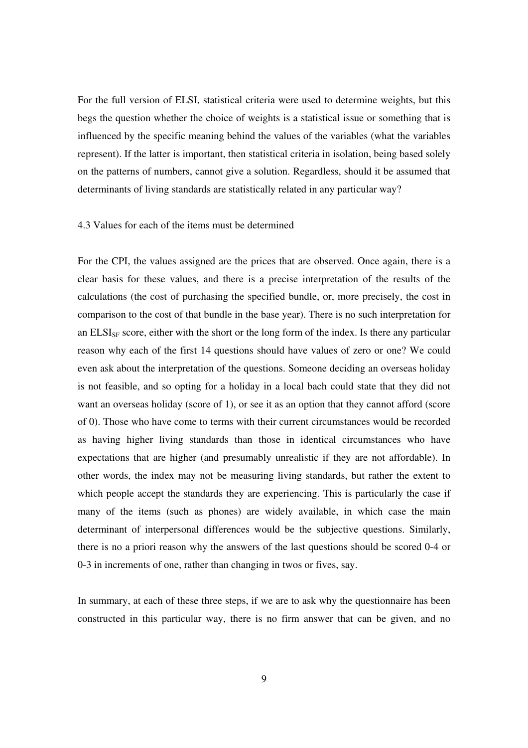For the full version of ELSI, statistical criteria were used to determine weights, but this begs the question whether the choice of weights is a statistical issue or something that is influenced by the specific meaning behind the values of the variables (what the variables represent). If the latter is important, then statistical criteria in isolation, being based solely on the patterns of numbers, cannot give a solution. Regardless, should it be assumed that determinants of living standards are statistically related in any particular way?

### 4.3 Values for each of the items must be determined

For the CPI, the values assigned are the prices that are observed. Once again, there is a clear basis for these values, and there is a precise interpretation of the results of the calculations (the cost of purchasing the specified bundle, or, more precisely, the cost in comparison to the cost of that bundle in the base year). There is no such interpretation for an $ELSI_{SF}$ score, either with the short or the long form of the index. Is there any particular reason why each of the first 14 questions should have values of zero or one? We could even ask about the interpretation of the questions. Someone deciding an overseas holiday is not feasible, and so opting for a holiday in a local bach could state that they did not want an overseas holiday (score of 1), or see it as an option that they cannot afford (score of 0). Those who have come to terms with their current circumstances would be recorded as having higher living standards than those in identical circumstances who have expectations that are higher (and presumably unrealistic if they are not affordable). In other words, the index may not be measuring living standards, but rather the extent to which people accept the standards they are experiencing. This is particularly the case if many of the items (such as phones) are widely available, in which case the main determinant of interpersonal differences would be the subjective questions. Similarly, there is no a priori reason why the answers of the last questions should be scored 0-4 or 0-3 in increments of one, rather than changing in twos or fives, say.

In summary, at each of these three steps, if we are to ask why the questionnaire has been constructed in this particular way, there is no firm answer that can be given, and no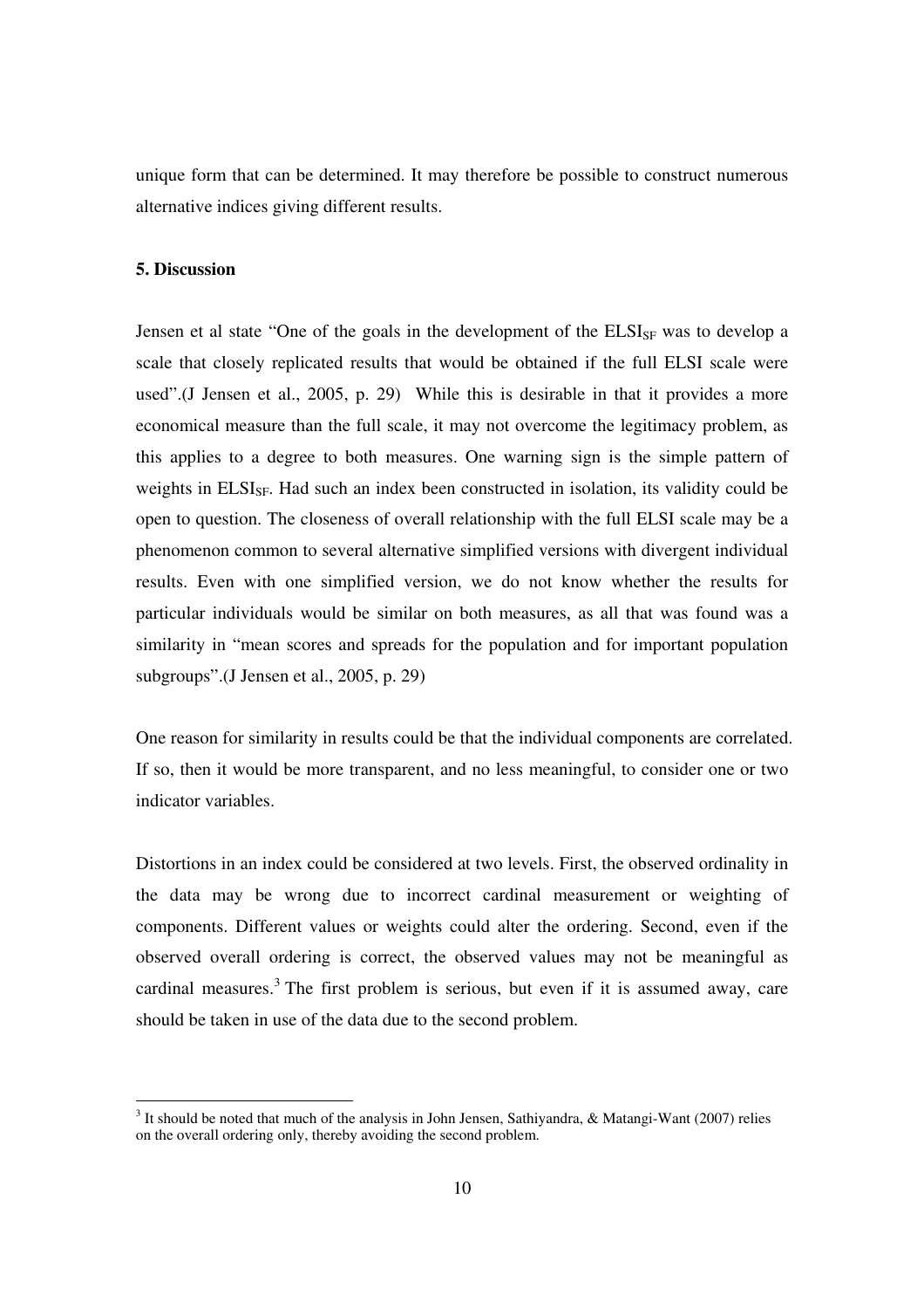unique form that can be determined. It may therefore be possible to construct numerous alternative indices giving different results.

**5. Discussion**

Jensen et al state "One of the goals in the development of the $ELSI_{SF}$ was to develop a scale that closely replicated results that would be obtained if the full ELSI scale were used".(J Jensen et al., 2005, p. 29) While this is desirable in that it provides a more economical measure than the full scale, it may not overcome the legitimacy problem, as this applies to a degree to both measures. One warning sign is the simple pattern of weights in $ELSI_{SF}$. Had such an index been constructed in isolation, its validity could be open to question. The closeness of overall relationship with the full ELSI scale may be a phenomenon common to several alternative simplified versions with divergent individual results. Even with one simplified version, we do not know whether the results for particular individuals would be similar on both measures, as all that was found was a similarity in "mean scores and spreads for the population and for important population subgroups".(J Jensen et al., 2005, p. 29)

One reason for similarity in results could be that the individual components are correlated. If so, then it would be more transparent, and no less meaningful, to consider one or two indicator variables.

Distortions in an index could be considered at two levels. First, the observed ordinality in the data may be wrong due to incorrect cardinal measurement or weighting of components. Different values or weights could alter the ordering. Second, even if the observed overall ordering is correct, the observed values may not be meaningful as cardinal measures.[3] The first problem is serious, but even if it is assumed away, care should be taken in use of the data due to the second problem.

---

[3] It should be noted that much of the analysis in John Jensen, Sathiyandra, & Matangi-Want (2007) relies on the overall ordering only, thereby avoiding the second problem.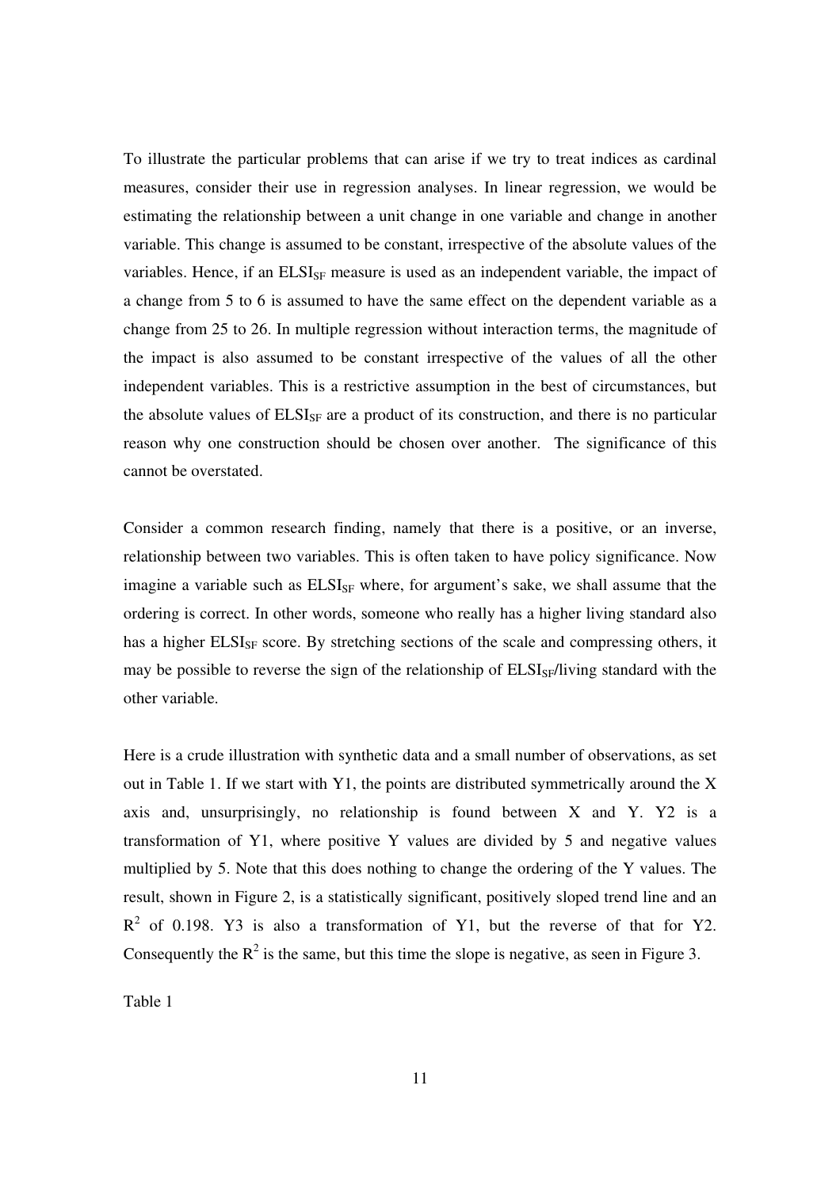To illustrate the particular problems that can arise if we try to treat indices as cardinal measures, consider their use in regression analyses. In linear regression, we would be estimating the relationship between a unit change in one variable and change in another variable. This change is assumed to be constant, irrespective of the absolute values of the variables. Hence, if an $ELSI_{SF}$ measure is used as an independent variable, the impact of a change from 5 to 6 is assumed to have the same effect on the dependent variable as a change from 25 to 26. In multiple regression without interaction terms, the magnitude of the impact is also assumed to be constant irrespective of the values of all the other independent variables. This is a restrictive assumption in the best of circumstances, but the absolute values of $ELSI_{SF}$ are a product of its construction, and there is no particular reason why one construction should be chosen over another. The significance of this cannot be overstated.

Consider a common research finding, namely that there is a positive, or an inverse, relationship between two variables. This is often taken to have policy significance. Now imagine a variable such as $ELSI_{SF}$ where, for argument's sake, we shall assume that the ordering is correct. In other words, someone who really has a higher living standard also has a higher $ELSI_{SF}$ score. By stretching sections of the scale and compressing others, it may be possible to reverse the sign of the relationship of $ELSI_{SF}$/living standard with the other variable.

Here is a crude illustration with synthetic data and a small number of observations, as set out in Table 1. If we start with Y1, the points are distributed symmetrically around the X axis and, unsurprisingly, no relationship is found between X and Y. Y2 is a transformation of Y1, where positive Y values are divided by 5 and negative values multiplied by 5. Note that this does nothing to change the ordering of the Y values. The result, shown in Figure 2, is a statistically significant, positively sloped trend line and an $R^2$ of 0.198. Y3 is also a transformation of Y1, but the reverse of that for Y2. Consequently the $R^2$ is the same, but this time the slope is negative, as seen in Figure 3.

Table 1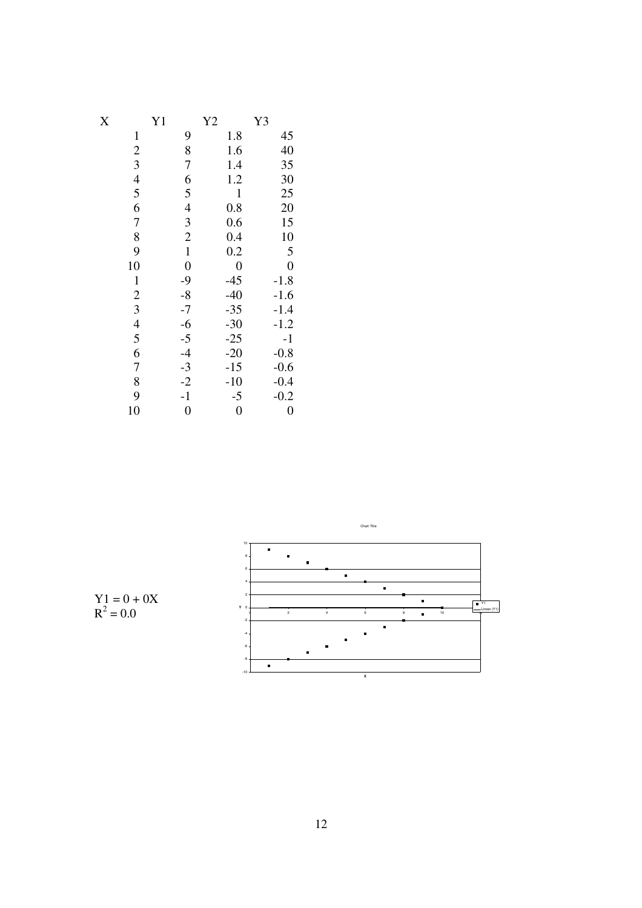| X | Y1 | Y2 | Y3 |
|---|---|---|---|
| 1 | 9 | 1.8 | 45 |
| 2 | 8 | 1.6 | 40 |
| 3 | 7 | 1.4 | 35 |
| 4 | 6 | 1.2 | 30 |
| 5 | 5 | 1 | 25 |
| 6 | 4 | 0.8 | 20 |
| 7 | 3 | 0.6 | 15 |
| 8 | 2 | 0.4 | 10 |
| 9 | 1 | 0.2 | 5 |
| 10 | 0 | 0 | 0 |
| 1 | -9 | -45 | -1.8 |
| 2 | -8 | -40 | -1.6 |
| 3 | -7 | -35 | -1.4 |
| 4 | -6 | -30 | -1.2 |
| 5 | -5 | -25 | -1 |
| 6 | -4 | -20 | -0.8 |
| 7 | -3 | -15 | -0.6 |
| 8 | -2 | -10 | -0.4 |
| 9 | -1 | -5 | -0.2 |
| 10 | 0 | 0 | 0 |

$Y1 = 0 + 0X$
$R^2 = 0.0$

Chart Title

Y

X

Y1
Linear (Y1)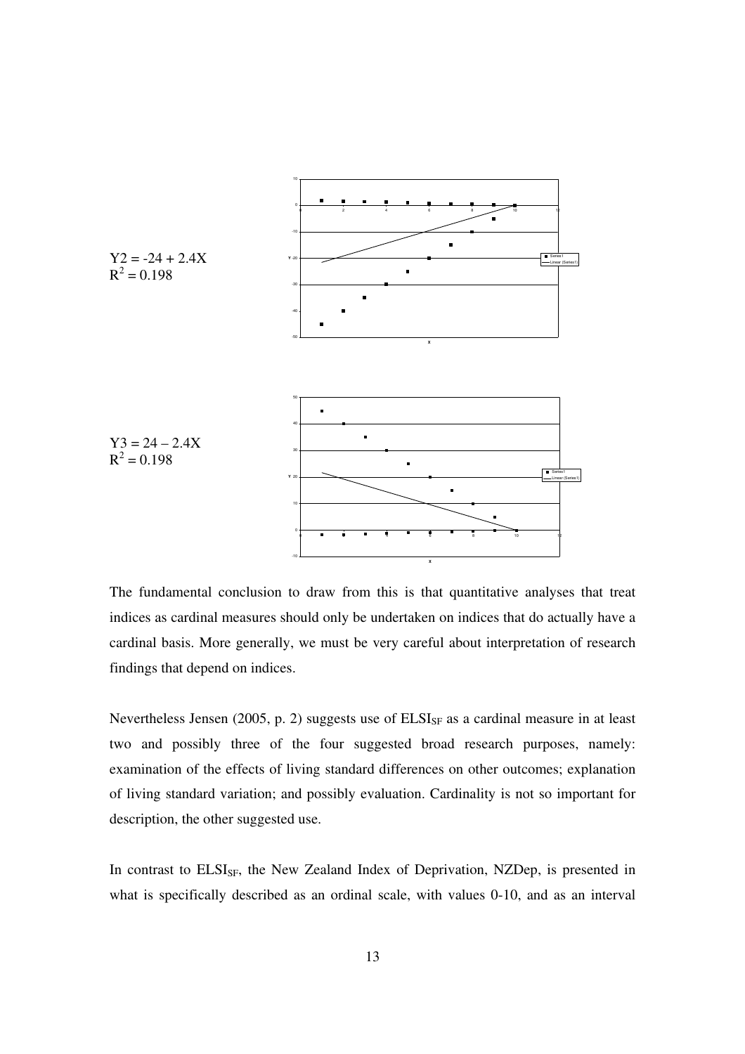$Y2 = -24 + 2.4X$
$R^2 = 0.198$

$Y3 = 24 - 2.4X$
$R^2 = 0.198$

The fundamental conclusion to draw from this is that quantitative analyses that treat indices as cardinal measures should only be undertaken on indices that do actually have a cardinal basis. More generally, we must be very careful about interpretation of research findings that depend on indices.

Nevertheless Jensen (2005, p. 2) suggests use of $ELSI_{SF}$ as a cardinal measure in at least two and possibly three of the four suggested broad research purposes, namely: examination of the effects of living standard differences on other outcomes; explanation of living standard variation; and possibly evaluation. Cardinality is not so important for description, the other suggested use.

In contrast to $ELSI_{SF}$, the New Zealand Index of Deprivation, NZDep, is presented in what is specifically described as an ordinal scale, with values 0-10, and as an interval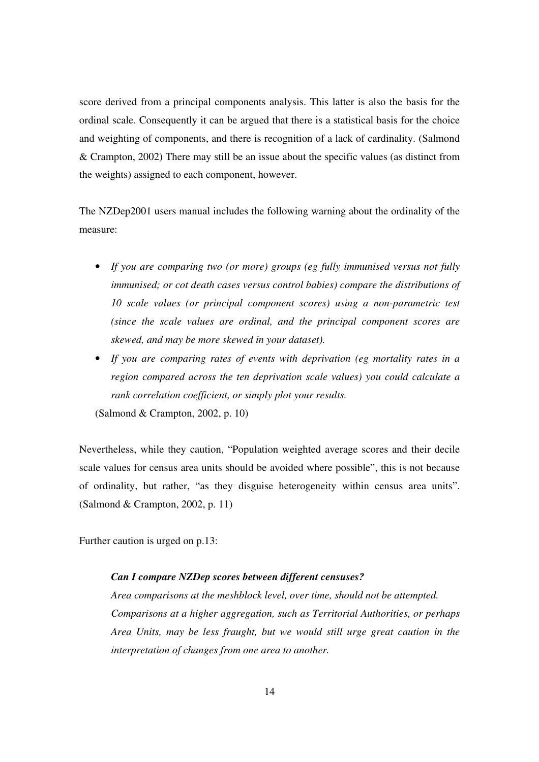score derived from a principal components analysis. This latter is also the basis for the ordinal scale. Consequently it can be argued that there is a statistical basis for the choice and weighting of components, and there is recognition of a lack of cardinality. (Salmond & Crampton, 2002) There may still be an issue about the specific values (as distinct from the weights) assigned to each component, however.

The NZDep2001 users manual includes the following warning about the ordinality of the measure:

- *If you are comparing two (or more) groups (eg fully immunised versus not fully immunised; or cot death cases versus control babies) compare the distributions of 10 scale values (or principal component scores) using a non-parametric test (since the scale values are ordinal, and the principal component scores are skewed, and may be more skewed in your dataset).*
- *If you are comparing rates of events with deprivation (eg mortality rates in a region compared across the ten deprivation scale values) you could calculate a rank correlation coefficient, or simply plot your results.*

(Salmond & Crampton, 2002, p. 10)

Nevertheless, while they caution, "Population weighted average scores and their decile scale values for census area units should be avoided where possible", this is not because of ordinality, but rather, "as they disguise heterogeneity within census area units". (Salmond & Crampton, 2002, p. 11)

Further caution is urged on p.13:

> ***Can I compare NZDep scores between different censuses?***
> *Area comparisons at the meshblock level, over time, should not be attempted. Comparisons at a higher aggregation, such as Territorial Authorities, or perhaps Area Units, may be less fraught, but we would still urge great caution in the interpretation of changes from one area to another.*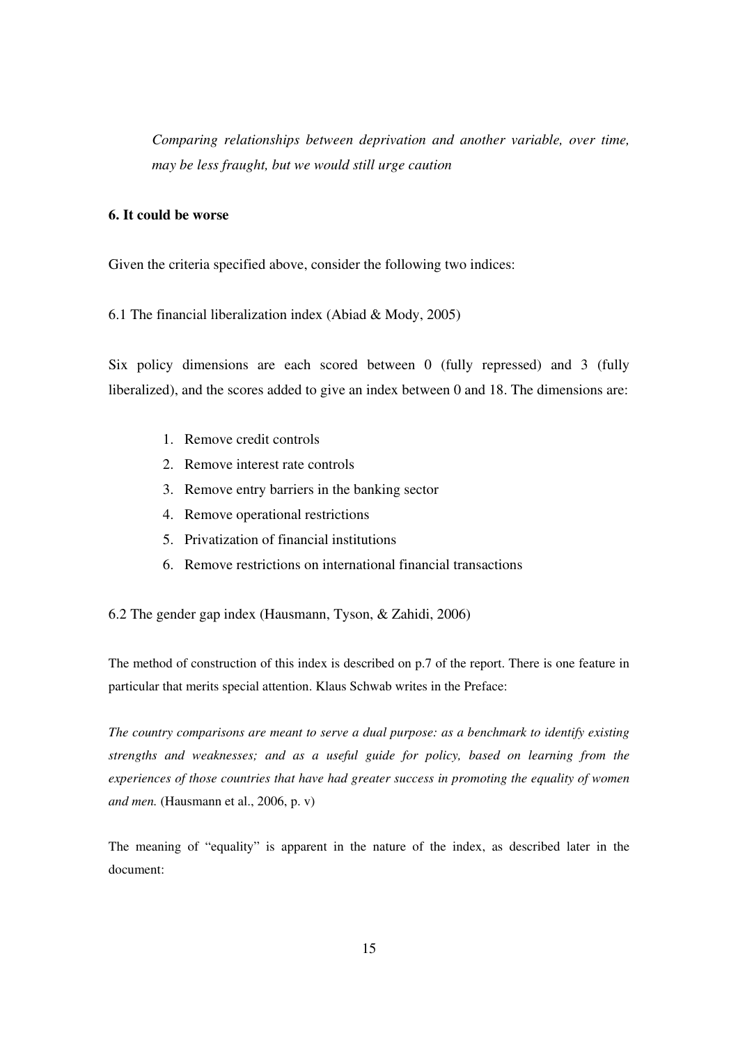*Comparing relationships between deprivation and another variable, over time, may be less fraught, but we would still urge caution*

### 6. It could be worse

Given the criteria specified above, consider the following two indices:

6.1 The financial liberalization index (Abiad & Mody, 2005)

Six policy dimensions are each scored between 0 (fully repressed) and 3 (fully liberalized), and the scores added to give an index between 0 and 18. The dimensions are:

1. Remove credit controls
2. Remove interest rate controls
3. Remove entry barriers in the banking sector
4. Remove operational restrictions
5. Privatization of financial institutions
6. Remove restrictions on international financial transactions

6.2 The gender gap index (Hausmann, Tyson, & Zahidi, 2006)

The method of construction of this index is described on p.7 of the report. There is one feature in particular that merits special attention. Klaus Schwab writes in the Preface:

*The country comparisons are meant to serve a dual purpose: as a benchmark to identify existing strengths and weaknesses; and as a useful guide for policy, based on learning from the experiences of those countries that have had greater success in promoting the equality of women and men.* (Hausmann et al., 2006, p. v)

The meaning of "equality" is apparent in the nature of the index, as described later in the document: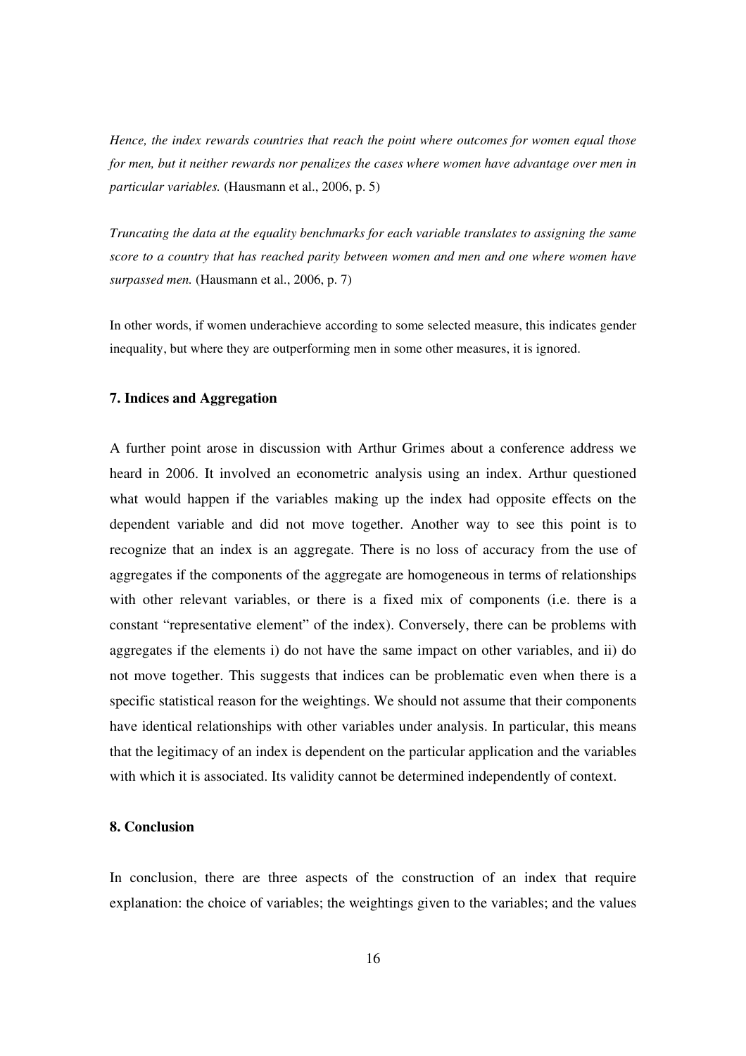*Hence, the index rewards countries that reach the point where outcomes for women equal those for men, but it neither rewards nor penalizes the cases where women have advantage over men in particular variables.* (Hausmann et al., 2006, p. 5)

*Truncating the data at the equality benchmarks for each variable translates to assigning the same score to a country that has reached parity between women and men and one where women have surpassed men.* (Hausmann et al., 2006, p. 7)

In other words, if women underachieve according to some selected measure, this indicates gender inequality, but where they are outperforming men in some other measures, it is ignored.

## 7. Indices and Aggregation

A further point arose in discussion with Arthur Grimes about a conference address we heard in 2006. It involved an econometric analysis using an index. Arthur questioned what would happen if the variables making up the index had opposite effects on the dependent variable and did not move together. Another way to see this point is to recognize that an index is an aggregate. There is no loss of accuracy from the use of aggregates if the components of the aggregate are homogeneous in terms of relationships with other relevant variables, or there is a fixed mix of components (i.e. there is a constant "representative element" of the index). Conversely, there can be problems with aggregates if the elements i) do not have the same impact on other variables, and ii) do not move together. This suggests that indices can be problematic even when there is a specific statistical reason for the weightings. We should not assume that their components have identical relationships with other variables under analysis. In particular, this means that the legitimacy of an index is dependent on the particular application and the variables with which it is associated. Its validity cannot be determined independently of context.

## 8. Conclusion

In conclusion, there are three aspects of the construction of an index that require explanation: the choice of variables; the weightings given to the variables; and the values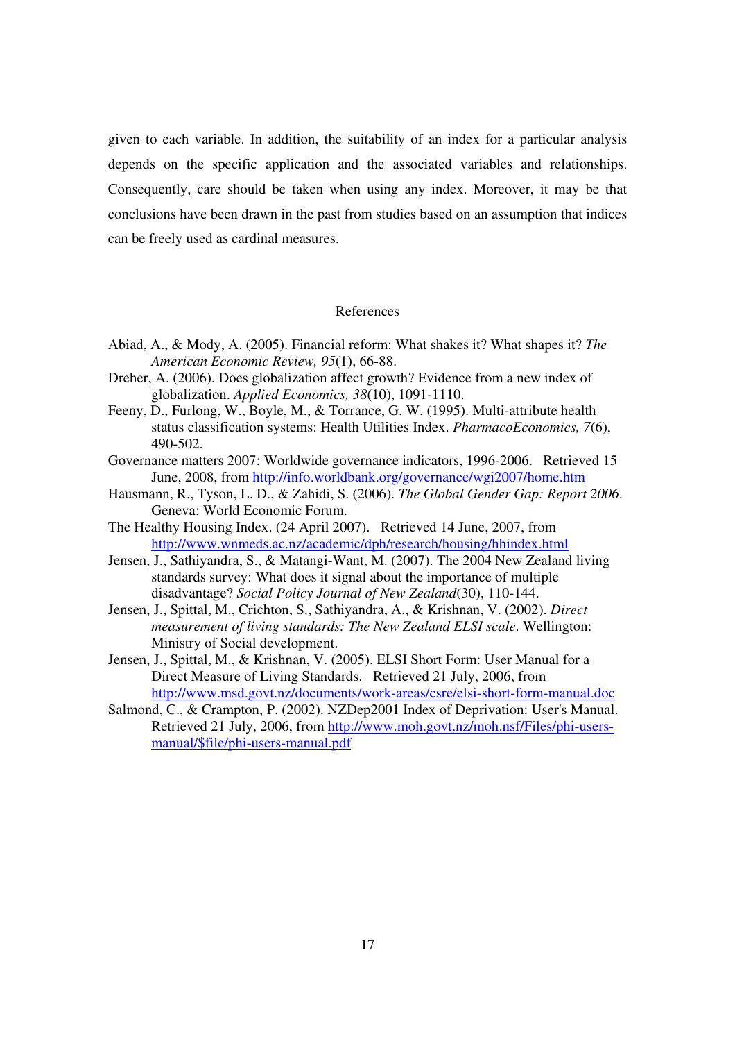given to each variable. In addition, the suitability of an index for a particular analysis depends on the specific application and the associated variables and relationships. Consequently, care should be taken when using any index. Moreover, it may be that conclusions have been drawn in the past from studies based on an assumption that indices can be freely used as cardinal measures.

## References

Abiad, A., & Mody, A. (2005). Financial reform: What shakes it? What shapes it? *The American Economic Review, 95*(1), 66-88.

Dreher, A. (2006). Does globalization affect growth? Evidence from a new index of globalization. *Applied Economics, 38*(10), 1091-1110.

Feeny, D., Furlong, W., Boyle, M., & Torrance, G. W. (1995). Multi-attribute health status classification systems: Health Utilities Index. *PharmacoEconomics, 7*(6), 490-502.

Governance matters 2007: Worldwide governance indicators, 1996-2006. Retrieved 15 June, 2008, from http://info.worldbank.org/governance/wgi2007/home.htm

Hausmann, R., Tyson, L. D., & Zahidi, S. (2006). *The Global Gender Gap: Report 2006*. Geneva: World Economic Forum.

The Healthy Housing Index. (24 April 2007). Retrieved 14 June, 2007, from http://www.wnmeds.ac.nz/academic/dph/research/housing/hhindex.html

Jensen, J., Sathiyandra, S., & Matangi-Want, M. (2007). The 2004 New Zealand living standards survey: What does it signal about the importance of multiple disadvantage? *Social Policy Journal of New Zealand*(30), 110-144.

Jensen, J., Spittal, M., Crichton, S., Sathiyandra, A., & Krishnan, V. (2002). *Direct measurement of living standards: The New Zealand ELSI scale*. Wellington: Ministry of Social development.

Jensen, J., Spittal, M., & Krishnan, V. (2005). ELSI Short Form: User Manual for a Direct Measure of Living Standards. Retrieved 21 July, 2006, from http://www.msd.govt.nz/documents/work-areas/csre/elsi-short-form-manual.doc

Salmond, C., & Crampton, P. (2002). NZDep2001 Index of Deprivation: User's Manual. Retrieved 21 July, 2006, from http://www.moh.govt.nz/moh.nsf/Files/phi-users-manual/$file/phi-users-manual.pdf